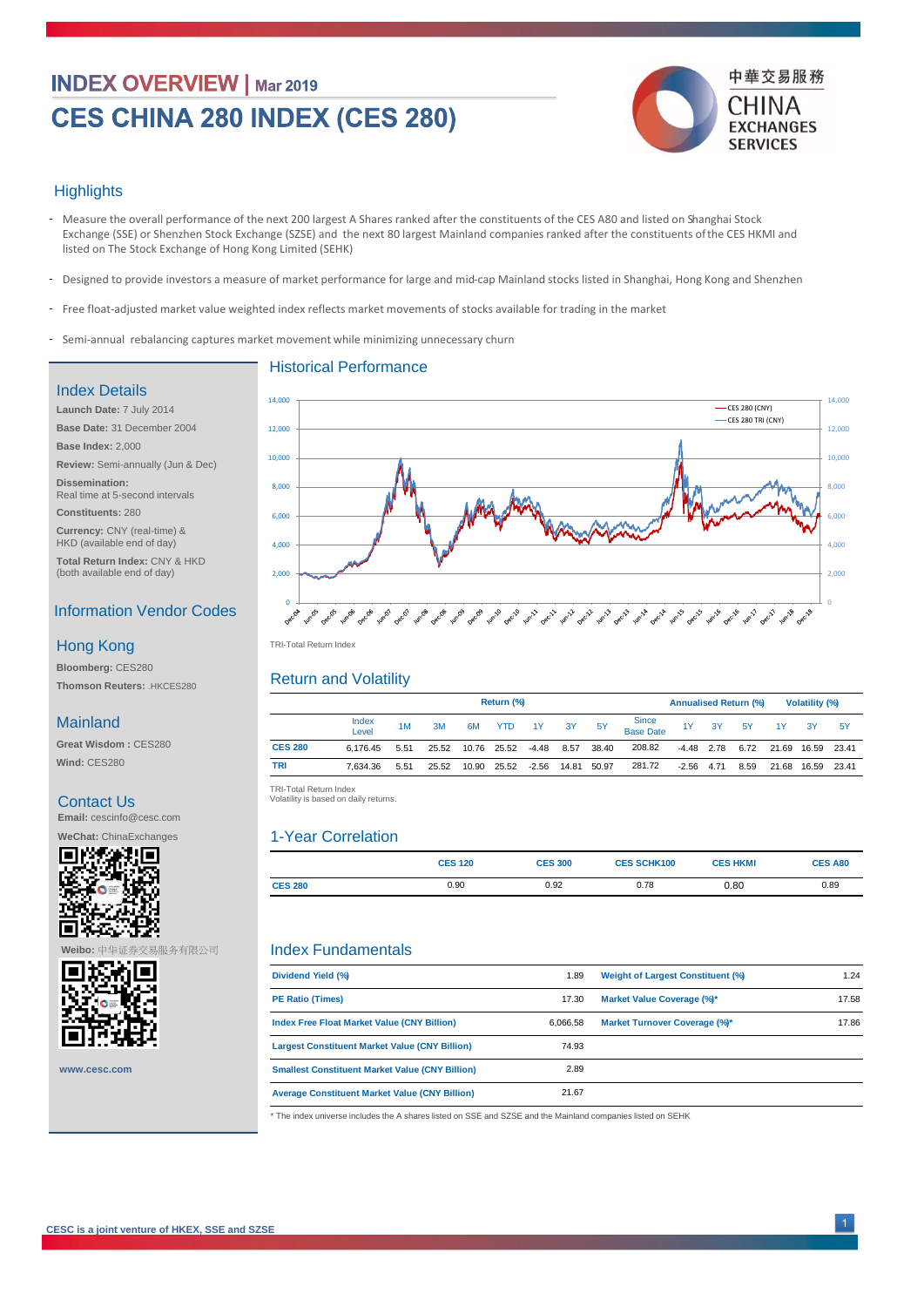# INDEX OVERVIEW | Mar 2019

# CES CHINA 280 INDEX (CES 280)

中華交易服務 CHINA EXCHANGES SERVICES

## Highlights

- Measure the overall performance of the next 200 largest A Shares ranked after the constituents of the CES A80 and listed on Shanghai Stock Exchange (SSE) or Shenzhen Stock Exchange (SZSE) and the next 80 largest Mainland companies ranked after the constituents of the CES HKMI and listed on The Stock Exchange of Hong Kong Limited (SEHK)
- Designed to provide investors a measure of market performance for large and mid-cap Mainland stocks listed in Shanghai, Hong Kong and Shenzhen
- Free float-adjusted market value weighted index reflects market movements of stocks available for trading in the market
- Semi-annual rebalancing captures market movement while minimizing unnecessary churn

## Index Details

**Launch Date:** 7 July 2014

**Base Date:** 31 December 2004

**Base Index:** 2,000

**Review:** Semi-annually (Jun & Dec)

**Dissemination:**
Real time at 5-second intervals

**Constituents:** 280

**Currency:** CNY (real-time) & HKD (available end of day)

**Total Return Index:** CNY & HKD (both available end of day)

## Information Vendor Codes

### Hong Kong

**Bloomberg:** CES280

**Thomson Reuters:** .HKCES280

### Mainland

**Great Wisdom :** CES280

**Wind:** CES280

## Contact Us

**Email:** cescinfo@cesc.com

**WeChat:** ChinaExchanges

**Weibo:** 中华证券交易服务有限公司

www.cesc.com

## Historical Performance

TRI-Total Return Index

## Return and Volatility

| | Index Level | Return (%) 1M | 3M | 6M | YTD | 1Y | 3Y | 5Y | Since Base Date | Annualised Return (%) 1Y | 3Y | 5Y | Volatility (%) 1Y | 3Y | 5Y |
|---|---|---|---|---|---|---|---|---|---|---|---|---|---|---|---|
| CES 280 | 6,176.45 | 5.51 | 25.52 | 10.76 | 25.52 | -4.48 | 8.57 | 38.40 | 208.82 | -4.48 | 2.78 | 6.72 | 21.69 | 16.59 | 23.41 |
| TRI | 7,634.36 | 5.51 | 25.52 | 10.90 | 25.52 | -2.56 | 14.81 | 50.97 | 281.72 | -2.56 | 4.71 | 8.59 | 21.68 | 16.59 | 23.41 |

TRI-Total Return Index
Volatility is based on daily returns.

## 1-Year Correlation

| | CES 120 | CES 300 | CES SCHK100 | CES HKMI | CES A80 |
|---|---|---|---|---|---|
| CES 280 | 0.90 | 0.92 | 0.78 | 0.80 | 0.89 |

## Index Fundamentals

| | | | |
|---|---|---|---|
| Dividend Yield (%) | 1.89 | Weight of Largest Constituent (%) | 1.24 |
| PE Ratio (Times) | 17.30 | Market Value Coverage (%)* | 17.58 |
| Index Free Float Market Value (CNY Billion) | 6,066.58 | Market Turnover Coverage (%)* | 17.86 |
| Largest Constituent Market Value (CNY Billion) | 74.93 | | |
| Smallest Constituent Market Value (CNY Billion) | 2.89 | | |
| Average Constituent Market Value (CNY Billion) | 21.67 | | |

* The index universe includes the A shares listed on SSE and SZSE and the Mainland companies listed on SEHK

CESC is a joint venture of HKEX, SSE and SZSE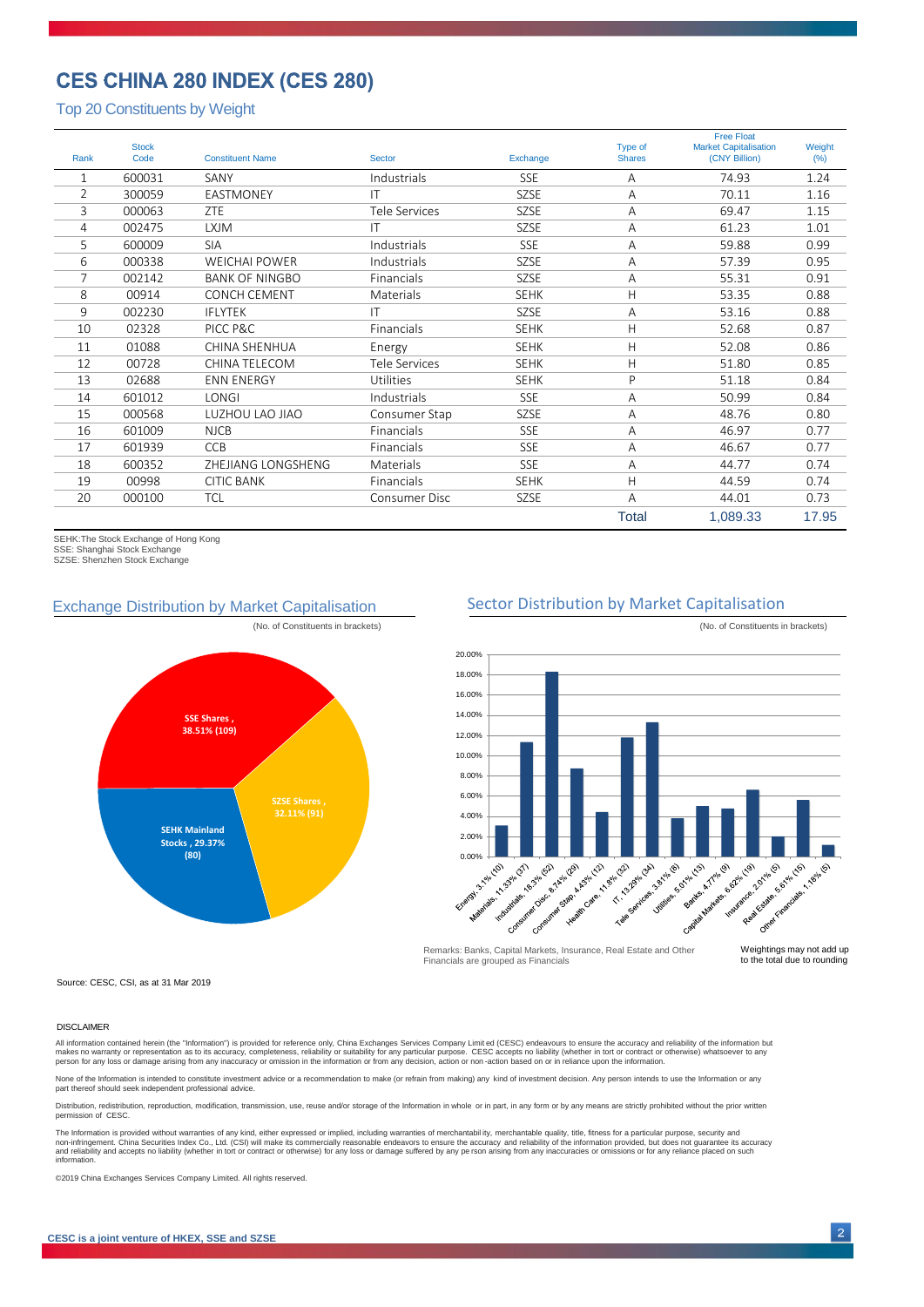# CES CHINA 280 INDEX (CES 280)

## Top 20 Constituents by Weight

| Rank | Stock Code | Constituent Name | Sector | Exchange | Type of Shares | Free Float Market Capitalisation (CNY Billion) | Weight (%) |
|---|---|---|---|---|---|---|---|
| 1 | 600031 | SANY | Industrials | SSE | A | 74.93 | 1.24 |
| 2 | 300059 | EASTMONEY | IT | SZSE | A | 70.11 | 1.16 |
| 3 | 000063 | ZTE | Tele Services | SZSE | A | 69.47 | 1.15 |
| 4 | 002475 | LXJM | IT | SZSE | A | 61.23 | 1.01 |
| 5 | 600009 | SIA | Industrials | SSE | A | 59.88 | 0.99 |
| 6 | 000338 | WEICHAI POWER | Industrials | SZSE | A | 57.39 | 0.95 |
| 7 | 002142 | BANK OF NINGBO | Financials | SZSE | A | 55.31 | 0.91 |
| 8 | 00914 | CONCH CEMENT | Materials | SEHK | H | 53.35 | 0.88 |
| 9 | 002230 | IFLYTEK | IT | SZSE | A | 53.16 | 0.88 |
| 10 | 02328 | PICC P&C | Financials | SEHK | H | 52.68 | 0.87 |
| 11 | 01088 | CHINA SHENHUA | Energy | SEHK | H | 52.08 | 0.86 |
| 12 | 00728 | CHINA TELECOM | Tele Services | SEHK | H | 51.80 | 0.85 |
| 13 | 02688 | ENN ENERGY | Utilities | SEHK | P | 51.18 | 0.84 |
| 14 | 601012 | LONGI | Industrials | SSE | A | 50.99 | 0.84 |
| 15 | 000568 | LUZHOU LAO JIAO | Consumer Stap | SZSE | A | 48.76 | 0.80 |
| 16 | 601009 | NJCB | Financials | SSE | A | 46.97 | 0.77 |
| 17 | 601939 | CCB | Financials | SSE | A | 46.67 | 0.77 |
| 18 | 600352 | ZHEJIANG LONGSHENG | Materials | SSE | A | 44.77 | 0.74 |
| 19 | 00998 | CITIC BANK | Financials | SEHK | H | 44.59 | 0.74 |
| 20 | 000100 | TCL | Consumer Disc | SZSE | A | 44.01 | 0.73 |
| | | | | | Total | 1,089.33 | 17.95 |

SEHK:The Stock Exchange of Hong Kong
SSE: Shanghai Stock Exchange
SZSE: Shenzhen Stock Exchange

## Exchange Distribution by Market Capitalisation

(No. of Constituents in brackets)

SSE Shares , 38.51% (109)
SZSE Shares , 32.11% (91)
SEHK Mainland Stocks , 29.37% (80)

## Sector Distribution by Market Capitalisation

(No. of Constituents in brackets)

20.00%
18.00%
16.00%
14.00%
12.00%
10.00%
8.00%
6.00%
4.00%
2.00%
0.00%

Energy, 3.1% (10)
Materials, 11.33% (37)
Industrials, 18.3% (52)
Consumer Disc, 8.74% (29)
Consumer Stap, 4.43% (12)
Health Care, 11.8% (32)
IT, 13.29% (34)
Tele Services, 3.81% (8)
Utilities, 5.01% (13)
Banks, 4.77% (9)
Capital Markets, 6.62% (19)
Insurance, 2.01% (5)
Real Estate, 5.61% (15)
Other Financials, 1.18% (5)

Remarks: Banks, Capital Markets, Insurance, Real Estate and Other Financials are grouped as Financials

Weightings may not add up to the total due to rounding

Source: CESC, CSI, as at 31 Mar 2019

### DISCLAIMER

All information contained herein (the "Information") is provided for reference only, China Exchanges Services Company Limited (CESC) endeavours to ensure the accuracy and reliability of the information but makes no warranty or representation as to its accuracy, completeness, reliability or suitability for any particular purpose. CESC accepts no liability (whether in tort or contract or otherwise) whatsoever to any person for any loss or damage arising from any inaccuracy or omission in the information or from any decision, action or non-action based on or in reliance upon the information.

None of the Information is intended to constitute investment advice or a recommendation to make (or refrain from making) any kind of investment decision. Any person intends to use the Information or any part thereof should seek independent professional advice.

Distribution, redistribution, reproduction, modification, transmission, use, reuse and/or storage of the Information in whole or in part, in any form or by any means are strictly prohibited without the prior written permission of CESC.

The Information is provided without warranties of any kind, either expressed or implied, including warranties of merchantability, merchantable quality, title, fitness for a particular purpose, security and non-infringement. China Securities Index Co., Ltd. (CSI) will make its commercially reasonable endeavors to ensure the accuracy and reliability of the information provided, but does not guarantee its accuracy and reliability and accepts no liability (whether in tort or contract or otherwise) for any loss or damage suffered by any person arising from any inaccuracies or omissions or for any reliance placed on such information.

©2019 China Exchanges Services Company Limited. All rights reserved.

**CESC is a joint venture of HKEX, SSE and SZSE**